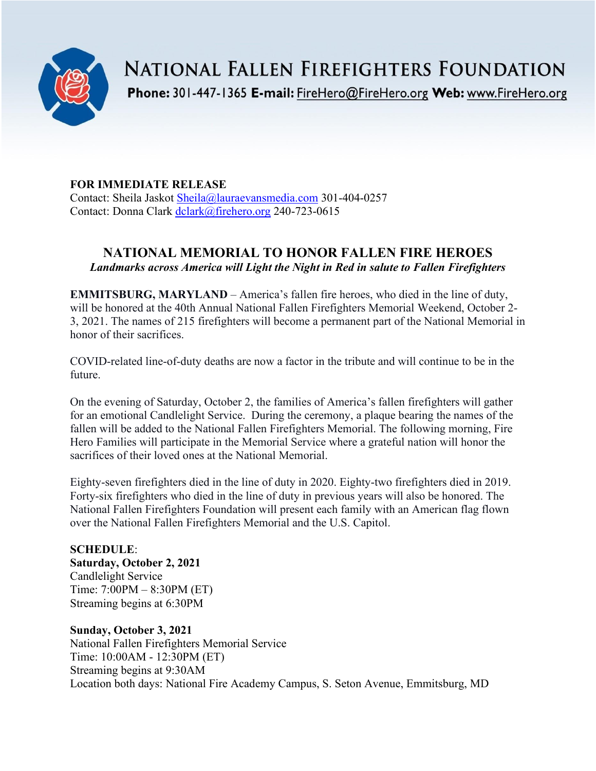# NATIONAL FALLEN FIREFIGHTERS FOUNDATION

**Phone:** 301-447-1365 **E-mail:** FireHero@FireHero.org **Web:** www.FireHero.org

**FOR IMMEDIATE RELEASE**
Contact: Sheila Jaskot Sheila@lauraevansmedia.com 301-404-0257
Contact: Donna Clark dclark@firehero.org 240-723-0615

## NATIONAL MEMORIAL TO HONOR FALLEN FIRE HEROES

***Landmarks across America will Light the Night in Red in salute to Fallen Firefighters***

**EMMITSBURG, MARYLAND** – America's fallen fire heroes, who died in the line of duty, will be honored at the 40th Annual National Fallen Firefighters Memorial Weekend, October 2-3, 2021. The names of 215 firefighters will become a permanent part of the National Memorial in honor of their sacrifices.

COVID-related line-of-duty deaths are now a factor in the tribute and will continue to be in the future.

On the evening of Saturday, October 2, the families of America's fallen firefighters will gather for an emotional Candlelight Service. During the ceremony, a plaque bearing the names of the fallen will be added to the National Fallen Firefighters Memorial. The following morning, Fire Hero Families will participate in the Memorial Service where a grateful nation will honor the sacrifices of their loved ones at the National Memorial.

Eighty-seven firefighters died in the line of duty in 2020. Eighty-two firefighters died in 2019. Forty-six firefighters who died in the line of duty in previous years will also be honored. The National Fallen Firefighters Foundation will present each family with an American flag flown over the National Fallen Firefighters Memorial and the U.S. Capitol.

**SCHEDULE**:

**Saturday, October 2, 2021**
Candlelight Service
Time: 7:00PM – 8:30PM (ET)
Streaming begins at 6:30PM

**Sunday, October 3, 2021**
National Fallen Firefighters Memorial Service
Time: 10:00AM - 12:30PM (ET)
Streaming begins at 9:30AM
Location both days: National Fire Academy Campus, S. Seton Avenue, Emmitsburg, MD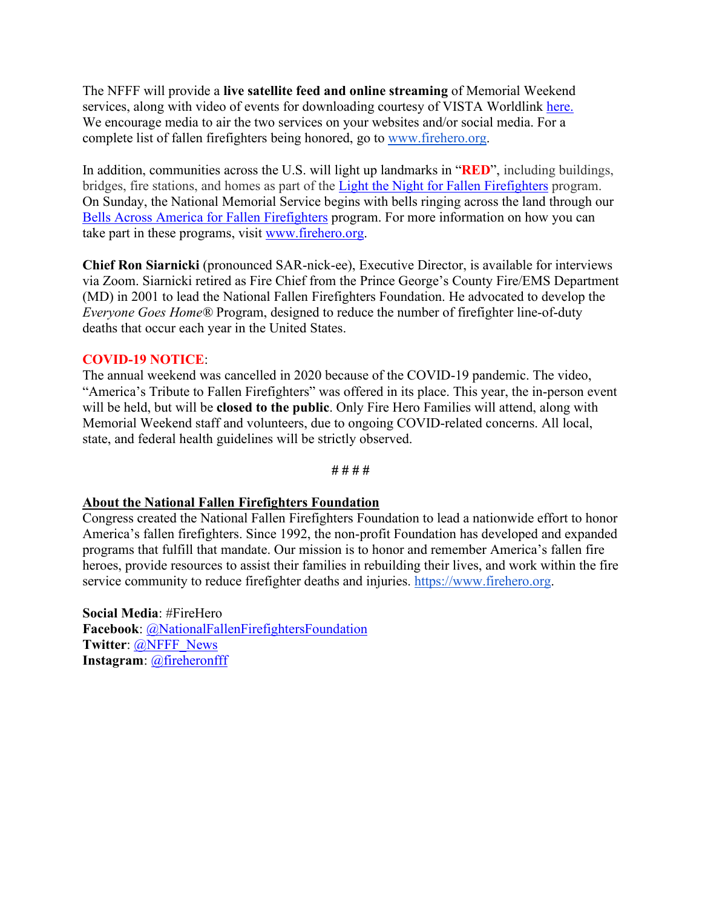The NFFF will provide a **live satellite feed and online streaming** of Memorial Weekend services, along with video of events for downloading courtesy of VISTA Worldlink here. We encourage media to air the two services on your websites and/or social media. For a complete list of fallen firefighters being honored, go to www.firehero.org.

In addition, communities across the U.S. will light up landmarks in "**RED**", including buildings, bridges, fire stations, and homes as part of the Light the Night for Fallen Firefighters program. On Sunday, the National Memorial Service begins with bells ringing across the land through our Bells Across America for Fallen Firefighters program. For more information on how you can take part in these programs, visit www.firehero.org.

**Chief Ron Siarnicki** (pronounced SAR-nick-ee), Executive Director, is available for interviews via Zoom. Siarnicki retired as Fire Chief from the Prince George's County Fire/EMS Department (MD) in 2001 to lead the National Fallen Firefighters Foundation. He advocated to develop the *Everyone Goes Home*® Program, designed to reduce the number of firefighter line-of-duty deaths that occur each year in the United States.

**COVID-19 NOTICE**:
The annual weekend was cancelled in 2020 because of the COVID-19 pandemic. The video, "America's Tribute to Fallen Firefighters" was offered in its place. This year, the in-person event will be held, but will be **closed to the public**. Only Fire Hero Families will attend, along with Memorial Weekend staff and volunteers, due to ongoing COVID-related concerns. All local, state, and federal health guidelines will be strictly observed.

# # # #

**About the National Fallen Firefighters Foundation**

Congress created the National Fallen Firefighters Foundation to lead a nationwide effort to honor America's fallen firefighters. Since 1992, the non-profit Foundation has developed and expanded programs that fulfill that mandate. Our mission is to honor and remember America's fallen fire heroes, provide resources to assist their families in rebuilding their lives, and work within the fire service community to reduce firefighter deaths and injuries. https://www.firehero.org.

**Social Media**: #FireHero
**Facebook**: @NationalFallenFirefightersFoundation
**Twitter**: @NFFF_News
**Instagram**: @fireheronfff